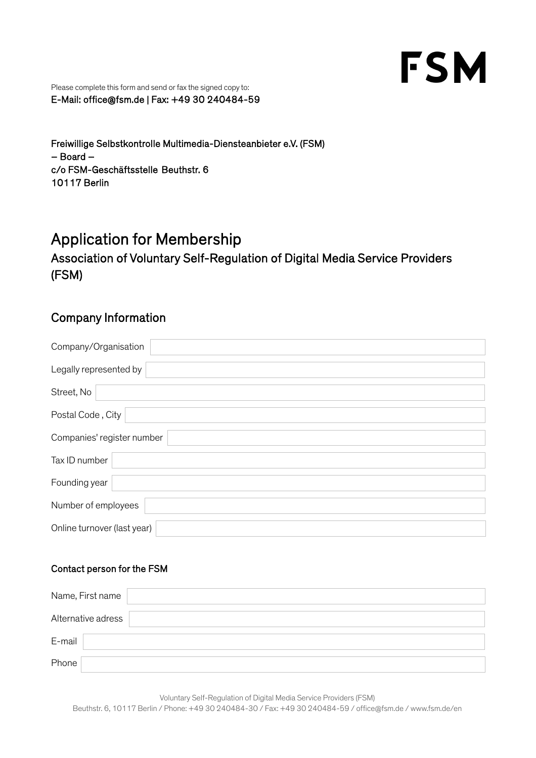FSM

Please complete this form and send or fax the signed copy to:
E-Mail: office@fsm.de | Fax: +49 30 240484-59

Freiwillige Selbstkontrolle Multimedia-Diensteanbieter e.V. (FSM)
– Board –
c/o FSM-Geschäftsstelle Beuthstr. 6
10117 Berlin

# Application for Membership

## Association of Voluntary Self-Regulation of Digital Media Service Providers (FSM)

## Company Information

| | |
|---|---|
| Company/Organisation | |
| Legally represented by | |
| Street, No | |
| Postal Code , City | |
| Companies' register number | |
| Tax ID number | |
| Founding year | |
| Number of employees | |
| Online turnover (last year) | |

### Contact person for the FSM

| | |
|---|---|
| Name, First name | |
| Alternative adress | |
| E-mail | |
| Phone | |

Voluntary Self-Regulation of Digital Media Service Providers (FSM)
Beuthstr. 6, 10117 Berlin / Phone: +49 30 240484-30 / Fax: +49 30 240484-59 / office@fsm.de / www.fsm.de/en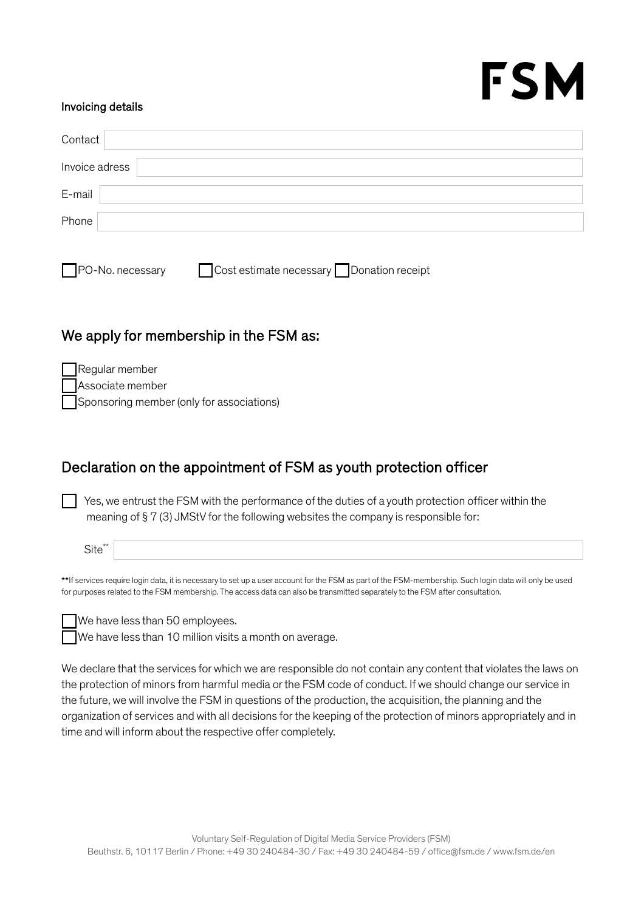FSM

**Invoicing details**

Contact

Invoice adress

E-mail

Phone

☐ PO-No. necessary ☐ Cost estimate necessary ☐ Donation receipt

## We apply for membership in the FSM as:

☐ Regular member
☐ Associate member
☐ Sponsoring member (only for associations)

## Declaration on the appointment of FSM as youth protection officer

☐ Yes, we entrust the FSM with the performance of the duties of a youth protection officer within the meaning of § 7 (3) JMStV for the following websites the company is responsible for:

Site**

**If services require login data, it is necessary to set up a user account for the FSM as part of the FSM-membership. Such login data will only be used for purposes related to the FSM membership. The access data can also be transmitted separately to the FSM after consultation.

☐ We have less than 50 employees.
☐ We have less than 10 million visits a month on average.

We declare that the services for which we are responsible do not contain any content that violates the laws on the protection of minors from harmful media or the FSM code of conduct. If we should change our service in the future, we will involve the FSM in questions of the production, the acquisition, the planning and the organization of services and with all decisions for the keeping of the protection of minors appropriately and in time and will inform about the respective offer completely.

Voluntary Self-Regulation of Digital Media Service Providers (FSM)
Beuthstr. 6, 10117 Berlin / Phone: +49 30 240484-30 / Fax: +49 30 240484-59 / office@fsm.de / www.fsm.de/en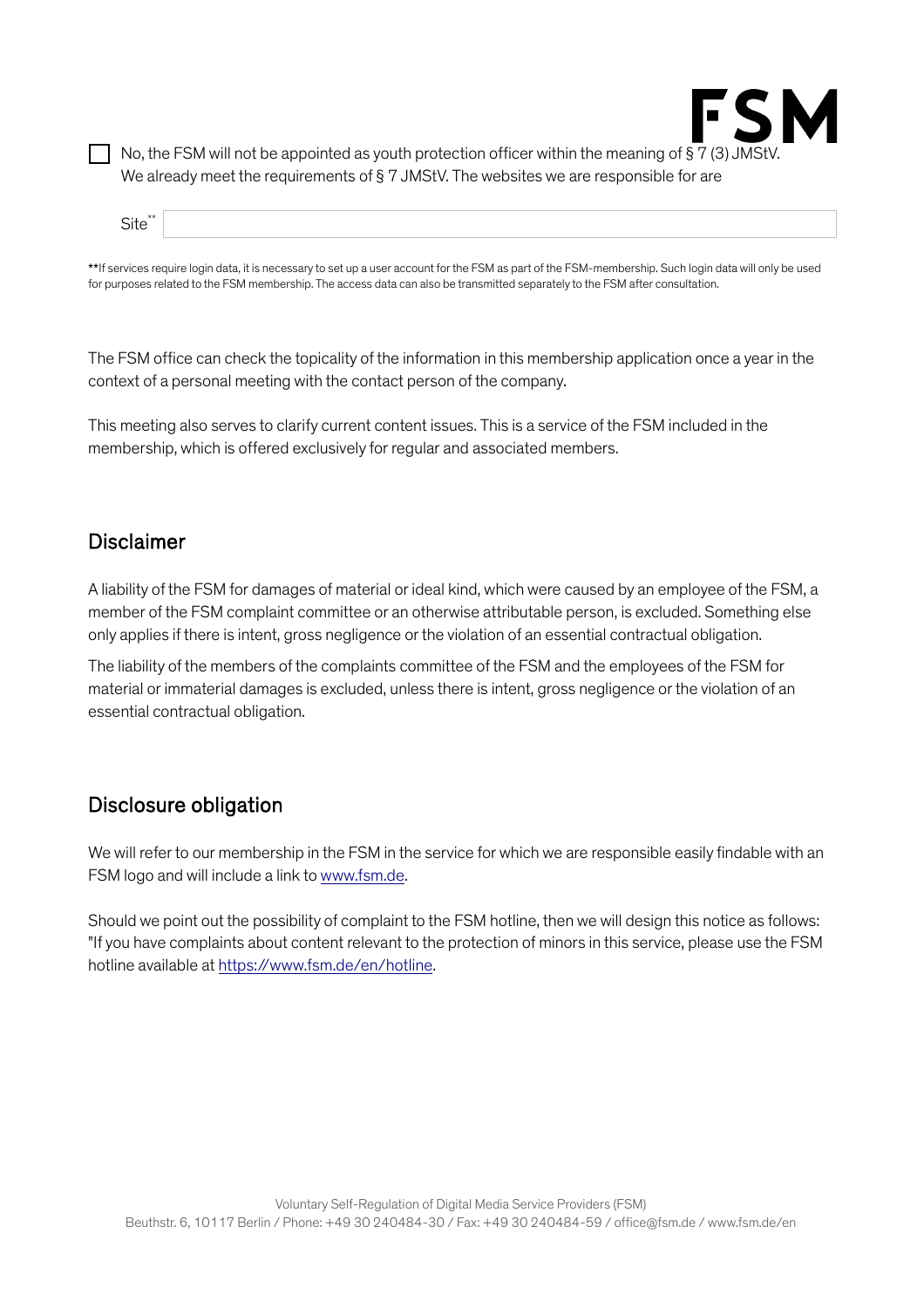☐ No, the FSM will not be appointed as youth protection officer within the meaning of § 7 (3) JMStV. We already meet the requirements of § 7 JMStV. The websites we are responsible for are

| Site** | |
|---|---|

**If services require login data, it is necessary to set up a user account for the FSM as part of the FSM-membership. Such login data will only be used for purposes related to the FSM membership. The access data can also be transmitted separately to the FSM after consultation.

The FSM office can check the topicality of the information in this membership application once a year in the context of a personal meeting with the contact person of the company.

This meeting also serves to clarify current content issues. This is a service of the FSM included in the membership, which is offered exclusively for regular and associated members.

## Disclaimer

A liability of the FSM for damages of material or ideal kind, which were caused by an employee of the FSM, a member of the FSM complaint committee or an otherwise attributable person, is excluded. Something else only applies if there is intent, gross negligence or the violation of an essential contractual obligation.

The liability of the members of the complaints committee of the FSM and the employees of the FSM for material or immaterial damages is excluded, unless there is intent, gross negligence or the violation of an essential contractual obligation.

## Disclosure obligation

We will refer to our membership in the FSM in the service for which we are responsible easily findable with an FSM logo and will include a link to www.fsm.de.

Should we point out the possibility of complaint to the FSM hotline, then we will design this notice as follows: "If you have complaints about content relevant to the protection of minors in this service, please use the FSM hotline available at https://www.fsm.de/en/hotline.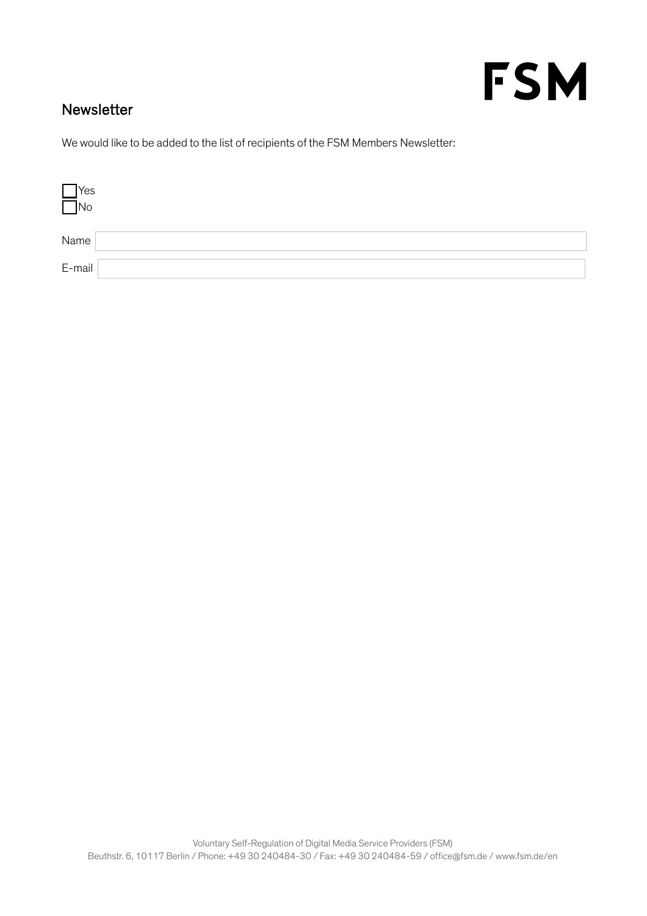FSM

## Newsletter

We would like to be added to the list of recipients of the FSM Members Newsletter:

- [ ] Yes
- [ ] No

Name

E-mail

Voluntary Self-Regulation of Digital Media Service Providers (FSM)
Beuthstr. 6, 10117 Berlin / Phone: +49 30 240484-30 / Fax: +49 30 240484-59 / office@fsm.de / www.fsm.de/en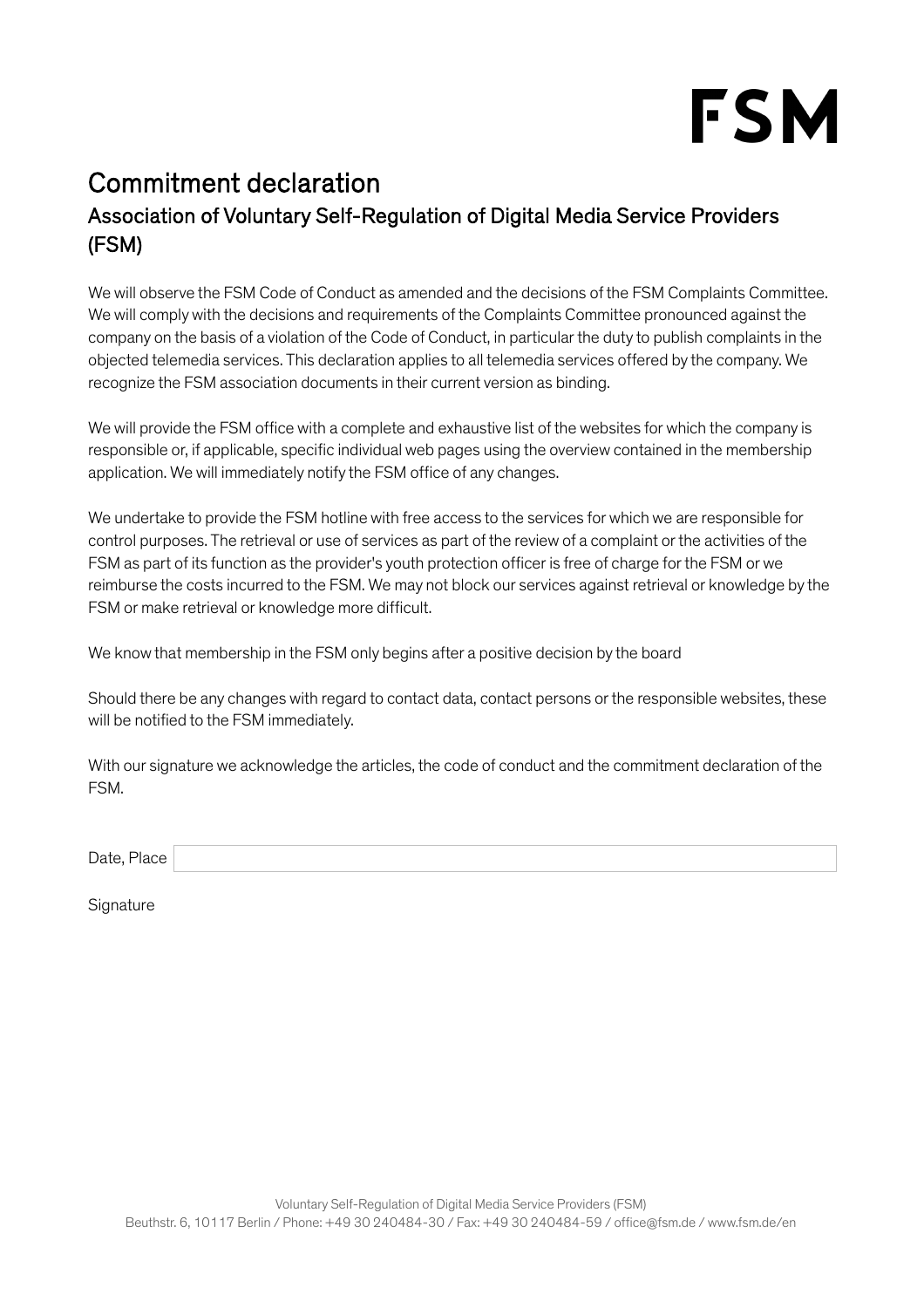FSM

# Commitment declaration

## Association of Voluntary Self-Regulation of Digital Media Service Providers (FSM)

We will observe the FSM Code of Conduct as amended and the decisions of the FSM Complaints Committee. We will comply with the decisions and requirements of the Complaints Committee pronounced against the company on the basis of a violation of the Code of Conduct, in particular the duty to publish complaints in the objected telemedia services. This declaration applies to all telemedia services offered by the company. We recognize the FSM association documents in their current version as binding.

We will provide the FSM office with a complete and exhaustive list of the websites for which the company is responsible or, if applicable, specific individual web pages using the overview contained in the membership application. We will immediately notify the FSM office of any changes.

We undertake to provide the FSM hotline with free access to the services for which we are responsible for control purposes. The retrieval or use of services as part of the review of a complaint or the activities of the FSM as part of its function as the provider's youth protection officer is free of charge for the FSM or we reimburse the costs incurred to the FSM. We may not block our services against retrieval or knowledge by the FSM or make retrieval or knowledge more difficult.

We know that membership in the FSM only begins after a positive decision by the board

Should there be any changes with regard to contact data, contact persons or the responsible websites, these will be notified to the FSM immediately.

With our signature we acknowledge the articles, the code of conduct and the commitment declaration of the FSM.

Date, Place

Signature

Voluntary Self-Regulation of Digital Media Service Providers (FSM)
Beuthstr. 6, 10117 Berlin / Phone: +49 30 240484-30 / Fax: +49 30 240484-59 / office@fsm.de / www.fsm.de/en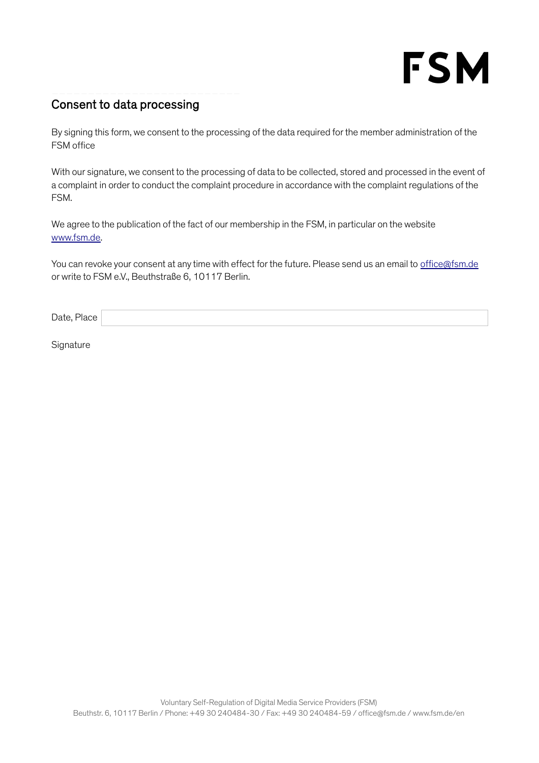FSM

## Consent to data processing

By signing this form, we consent to the processing of the data required for the member administration of the FSM office

With our signature, we consent to the processing of data to be collected, stored and processed in the event of a complaint in order to conduct the complaint procedure in accordance with the complaint regulations of the FSM.

We agree to the publication of the fact of our membership in the FSM, in particular on the website [www.fsm.de](http://www.fsm.de).

You can revoke your consent at any time with effect for the future. Please send us an email to [office@fsm.de](mailto:office@fsm.de) or write to FSM e.V., Beuthstraße 6, 10117 Berlin.

Date, Place

Signature

Voluntary Self-Regulation of Digital Media Service Providers (FSM)
Beuthstr. 6, 10117 Berlin / Phone: +49 30 240484-30 / Fax: +49 30 240484-59 / office@fsm.de / www.fsm.de/en